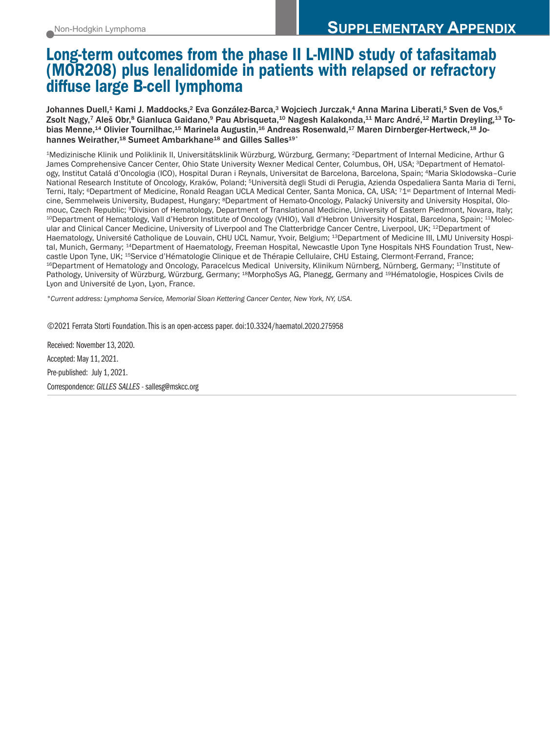Non-Hodgkin Lymphoma

# SUPPLEMENTARY APPENDIX

# Long-term outcomes from the phase II L-MIND study of tafasitamab (MOR208) plus lenalidomide in patients with relapsed or refractory diffuse large B-cell lymphoma

**Johannes Duell,[1] Kami J. Maddocks,[2] Eva González-Barca,[3] Wojciech Jurczak,[4] Anna Marina Liberati,[5] Sven de Vos,[6] Zsolt Nagy,[7] Aleš Obr,[8] Gianluca Gaidano,[9] Pau Abrisqueta,[10] Nagesh Kalakonda,[11] Marc André,[12] Martin Dreyling,[13] Tobias Menne,[14] Olivier Tournilhac,[15] Marinela Augustin,[16] Andreas Rosenwald,[17] Maren Dirnberger-Hertweck,[18] Johannes Weirather,[18] Sumeet Ambarkhane[18] and Gilles Salles[19°]**

[1]Medizinische Klinik und Poliklinik II, Universitätsklinik Würzburg, Würzburg, Germany; [2]Department of Internal Medicine, Arthur G James Comprehensive Cancer Center, Ohio State University Wexner Medical Center, Columbus, OH, USA; [3]Department of Hematology, Institut Catalá d'Oncologia (ICO), Hospital Duran i Reynals, Universitat de Barcelona, Barcelona, Spain; [4]Maria Sklodowska–Curie National Research Institute of Oncology, Kraków, Poland; [5]Università degli Studi di Perugia, Azienda Ospedaliera Santa Maria di Terni, Terni, Italy; [6]Department of Medicine, Ronald Reagan UCLA Medical Center, Santa Monica, CA, USA; [7]1st Department of Internal Medicine, Semmelweis University, Budapest, Hungary; [8]Department of Hemato-Oncology, Palacký University and University Hospital, Olomouc, Czech Republic; [9]Division of Hematology, Department of Translational Medicine, University of Eastern Piedmont, Novara, Italy; [10]Department of Hematology, Vall d'Hebron Institute of Oncology (VHIO), Vall d'Hebron University Hospital, Barcelona, Spain; [11]Molecular and Clinical Cancer Medicine, University of Liverpool and The Clatterbridge Cancer Centre, Liverpool, UK; [12]Department of Haematology, Université Catholique de Louvain, CHU UCL Namur, Yvoir, Belgium; [13]Department of Medicine III, LMU University Hospital, Munich, Germany; [14]Department of Haematology, Freeman Hospital, Newcastle Upon Tyne Hospitals NHS Foundation Trust, Newcastle Upon Tyne, UK; [15]Service d'Hématologie Clinique et de Thérapie Cellulaire, CHU Estaing, Clermont-Ferrand, France; [16]Department of Hematology and Oncology, Paracelcus Medical University, Klinikum Nürnberg, Nürnberg, Germany; [17]Institute of Pathology, University of Würzburg, Würzburg, Germany; [18]MorphoSys AG, Planegg, Germany and [19]Hématologie, Hospices Civils de Lyon and Université de Lyon, Lyon, France.

*°Current address: Lymphoma Service, Memorial Sloan Kettering Cancer Center, New York, NY, USA.*

©2021 Ferrata Storti Foundation. This is an open-access paper. doi:10.3324/haematol.2020.275958

Received: November 13, 2020.

Accepted: May 11, 2021.

Pre-published: July 1, 2021.

Correspondence: *GILLES SALLES* - sallesg@mskcc.org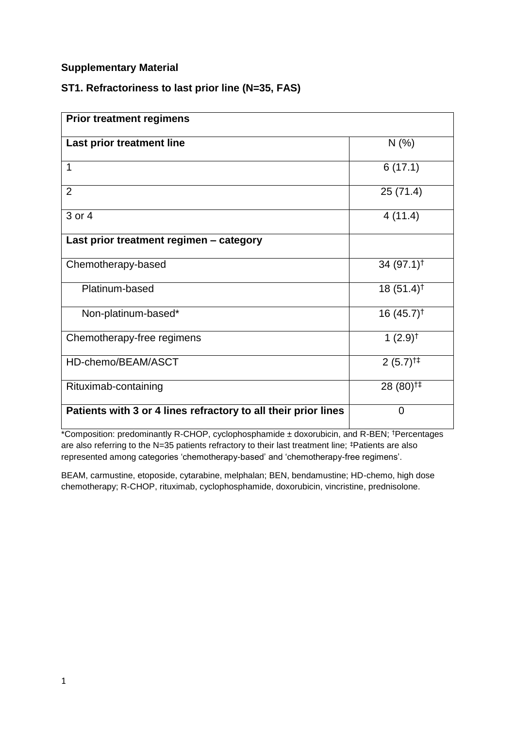**Supplementary Material**

**ST1. Refractoriness to last prior line (N=35, FAS)**

| **Prior treatment regimens** | |
|---|---|
| **Last prior treatment line** | N (%) |
| 1 | 6 (17.1) |
| 2 | 25 (71.4) |
| 3 or 4 | 4 (11.4) |
| **Last prior treatment regimen – category** | |
| Chemotherapy-based | 34 (97.1)[†] |
| Platinum-based | 18 (51.4)[†] |
| Non-platinum-based* | 16 (45.7)[†] |
| Chemotherapy-free regimens | 1 (2.9)[†] |
| HD-chemo/BEAM/ASCT | 2 (5.7)[†‡] |
| Rituximab-containing | 28 (80)[†‡] |
| **Patients with 3 or 4 lines refractory to all their prior lines** | 0 |

*Composition: predominantly R-CHOP, cyclophosphamide ± doxorubicin, and R-BEN; [†]Percentages are also referring to the N=35 patients refractory to their last treatment line; [‡]Patients are also represented among categories 'chemotherapy-based' and 'chemotherapy-free regimens'.

BEAM, carmustine, etoposide, cytarabine, melphalan; BEN, bendamustine; HD-chemo, high dose chemotherapy; R-CHOP, rituximab, cyclophosphamide, doxorubicin, vincristine, prednisolone.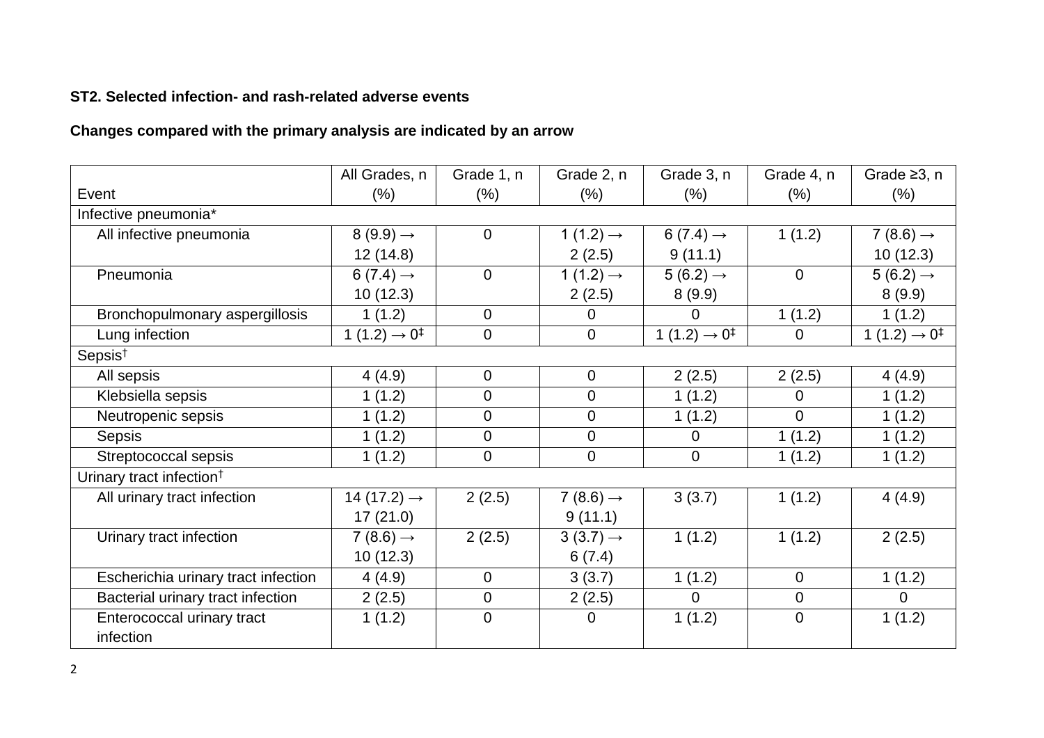**ST2. Selected infection- and rash-related adverse events**

**Changes compared with the primary analysis are indicated by an arrow**

| Event | All Grades, n (%) | Grade 1, n (%) | Grade 2, n (%) | Grade 3, n (%) | Grade 4, n (%) | Grade ≥3, n (%) |
|---|---|---|---|---|---|---|
| Infective pneumonia* | | | | | | |
| All infective pneumonia | 8 (9.9) → 12 (14.8) | 0 | 1 (1.2) → 2 (2.5) | 6 (7.4) → 9 (11.1) | 1 (1.2) | 7 (8.6) → 10 (12.3) |
| Pneumonia | 6 (7.4) → 10 (12.3) | 0 | 1 (1.2) → 2 (2.5) | 5 (6.2) → 8 (9.9) | 0 | 5 (6.2) → 8 (9.9) |
| Bronchopulmonary aspergillosis | 1 (1.2) | 0 | 0 | 0 | 1 (1.2) | 1 (1.2) |
| Lung infection | 1 (1.2) → 0‡ | 0 | 0 | 1 (1.2) → 0‡ | 0 | 1 (1.2) → 0‡ |
| Sepsis† | | | | | | |
| All sepsis | 4 (4.9) | 0 | 0 | 2 (2.5) | 2 (2.5) | 4 (4.9) |
| Klebsiella sepsis | 1 (1.2) | 0 | 0 | 1 (1.2) | 0 | 1 (1.2) |
| Neutropenic sepsis | 1 (1.2) | 0 | 0 | 1 (1.2) | 0 | 1 (1.2) |
| Sepsis | 1 (1.2) | 0 | 0 | 0 | 1 (1.2) | 1 (1.2) |
| Streptococcal sepsis | 1 (1.2) | 0 | 0 | 0 | 1 (1.2) | 1 (1.2) |
| Urinary tract infection† | | | | | | |
| All urinary tract infection | 14 (17.2) → 17 (21.0) | 2 (2.5) | 7 (8.6) → 9 (11.1) | 3 (3.7) | 1 (1.2) | 4 (4.9) |
| Urinary tract infection | 7 (8.6) → 10 (12.3) | 2 (2.5) | 3 (3.7) → 6 (7.4) | 1 (1.2) | 1 (1.2) | 2 (2.5) |
| Escherichia urinary tract infection | 4 (4.9) | 0 | 3 (3.7) | 1 (1.2) | 0 | 1 (1.2) |
| Bacterial urinary tract infection | 2 (2.5) | 0 | 2 (2.5) | 0 | 0 | 0 |
| Enterococcal urinary tract infection | 1 (1.2) | 0 | 0 | 1 (1.2) | 0 | 1 (1.2) |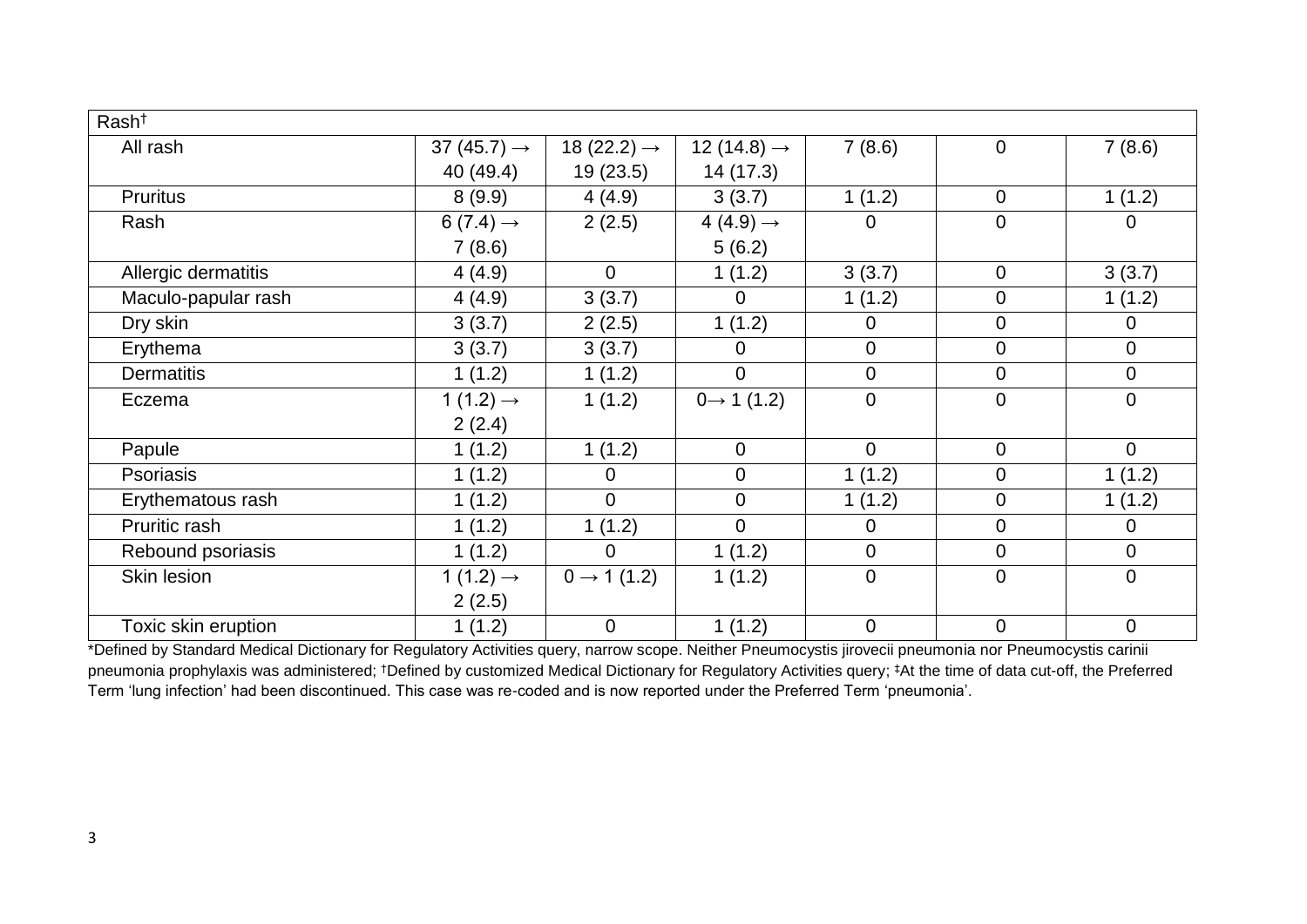| Rash† | | | | | | |
|---|---|---|---|---|---|---|
| All rash | 37 (45.7) → 40 (49.4) | 18 (22.2) → 19 (23.5) | 12 (14.8) → 14 (17.3) | 7 (8.6) | 0 | 7 (8.6) |
| Pruritus | 8 (9.9) | 4 (4.9) | 3 (3.7) | 1 (1.2) | 0 | 1 (1.2) |
| Rash | 6 (7.4) → 7 (8.6) | 2 (2.5) | 4 (4.9) → 5 (6.2) | 0 | 0 | 0 |
| Allergic dermatitis | 4 (4.9) | 0 | 1 (1.2) | 3 (3.7) | 0 | 3 (3.7) |
| Maculo-papular rash | 4 (4.9) | 3 (3.7) | 0 | 1 (1.2) | 0 | 1 (1.2) |
| Dry skin | 3 (3.7) | 2 (2.5) | 1 (1.2) | 0 | 0 | 0 |
| Erythema | 3 (3.7) | 3 (3.7) | 0 | 0 | 0 | 0 |
| Dermatitis | 1 (1.2) | 1 (1.2) | 0 | 0 | 0 | 0 |
| Eczema | 1 (1.2) → 2 (2.4) | 1 (1.2) | 0→ 1 (1.2) | 0 | 0 | 0 |
| Papule | 1 (1.2) | 1 (1.2) | 0 | 0 | 0 | 0 |
| Psoriasis | 1 (1.2) | 0 | 0 | 1 (1.2) | 0 | 1 (1.2) |
| Erythematous rash | 1 (1.2) | 0 | 0 | 1 (1.2) | 0 | 1 (1.2) |
| Pruritic rash | 1 (1.2) | 1 (1.2) | 0 | 0 | 0 | 0 |
| Rebound psoriasis | 1 (1.2) | 0 | 1 (1.2) | 0 | 0 | 0 |
| Skin lesion | 1 (1.2) → 2 (2.5) | 0 → 1 (1.2) | 1 (1.2) | 0 | 0 | 0 |
| Toxic skin eruption | 1 (1.2) | 0 | 1 (1.2) | 0 | 0 | 0 |

*Defined by Standard Medical Dictionary for Regulatory Activities query, narrow scope. Neither Pneumocystis jirovecii pneumonia nor Pneumocystis carinii pneumonia prophylaxis was administered; †Defined by customized Medical Dictionary for Regulatory Activities query; ‡At the time of data cut-off, the Preferred Term 'lung infection' had been discontinued. This case was re-coded and is now reported under the Preferred Term 'pneumonia'.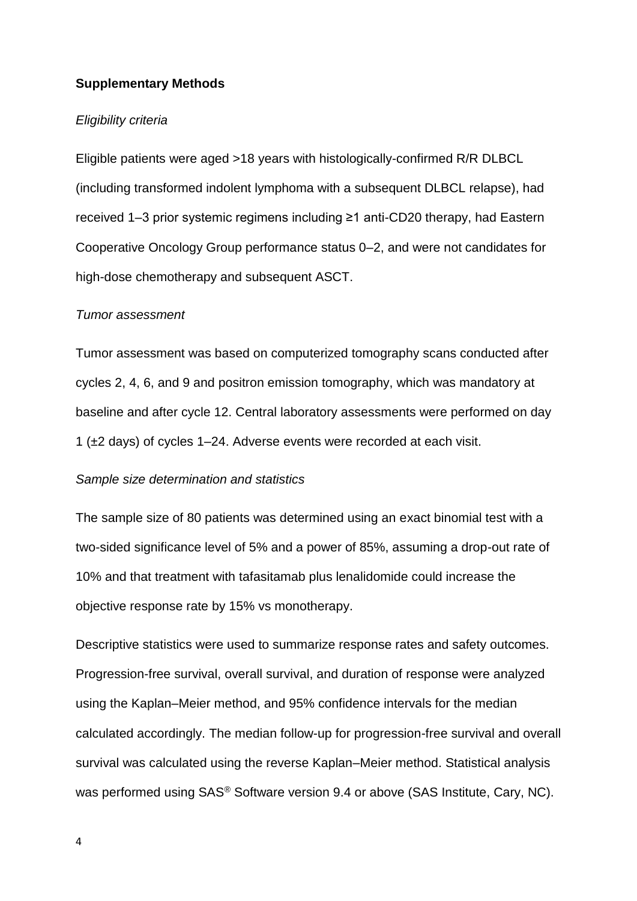**Supplementary Methods**

*Eligibility criteria*

Eligible patients were aged >18 years with histologically-confirmed R/R DLBCL (including transformed indolent lymphoma with a subsequent DLBCL relapse), had received 1–3 prior systemic regimens including ≥1 anti-CD20 therapy, had Eastern Cooperative Oncology Group performance status 0–2, and were not candidates for high-dose chemotherapy and subsequent ASCT.

*Tumor assessment*

Tumor assessment was based on computerized tomography scans conducted after cycles 2, 4, 6, and 9 and positron emission tomography, which was mandatory at baseline and after cycle 12. Central laboratory assessments were performed on day 1 (±2 days) of cycles 1–24. Adverse events were recorded at each visit.

*Sample size determination and statistics*

The sample size of 80 patients was determined using an exact binomial test with a two-sided significance level of 5% and a power of 85%, assuming a drop-out rate of 10% and that treatment with tafasitamab plus lenalidomide could increase the objective response rate by 15% vs monotherapy.

Descriptive statistics were used to summarize response rates and safety outcomes. Progression-free survival, overall survival, and duration of response were analyzed using the Kaplan–Meier method, and 95% confidence intervals for the median calculated accordingly. The median follow-up for progression-free survival and overall survival was calculated using the reverse Kaplan–Meier method. Statistical analysis was performed using SAS® Software version 9.4 or above (SAS Institute, Cary, NC).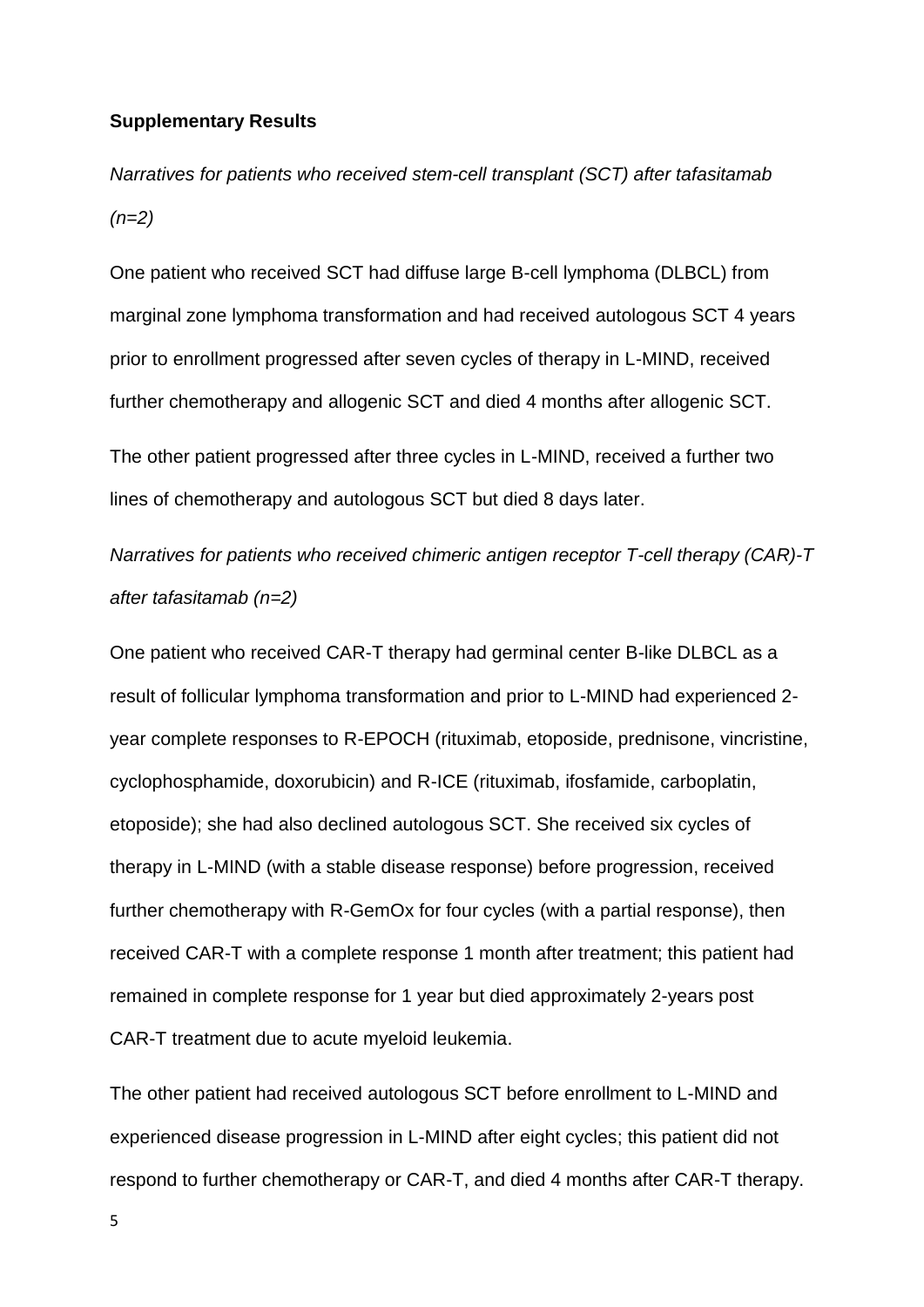**Supplementary Results**

*Narratives for patients who received stem-cell transplant (SCT) after tafasitamab (n=2)*

One patient who received SCT had diffuse large B-cell lymphoma (DLBCL) from marginal zone lymphoma transformation and had received autologous SCT 4 years prior to enrollment progressed after seven cycles of therapy in L-MIND, received further chemotherapy and allogenic SCT and died 4 months after allogenic SCT.

The other patient progressed after three cycles in L-MIND, received a further two lines of chemotherapy and autologous SCT but died 8 days later.

*Narratives for patients who received chimeric antigen receptor T-cell therapy (CAR)-T after tafasitamab (n=2)*

One patient who received CAR-T therapy had germinal center B-like DLBCL as a result of follicular lymphoma transformation and prior to L-MIND had experienced 2-year complete responses to R-EPOCH (rituximab, etoposide, prednisone, vincristine, cyclophosphamide, doxorubicin) and R-ICE (rituximab, ifosfamide, carboplatin, etoposide); she had also declined autologous SCT. She received six cycles of therapy in L-MIND (with a stable disease response) before progression, received further chemotherapy with R-GemOx for four cycles (with a partial response), then received CAR-T with a complete response 1 month after treatment; this patient had remained in complete response for 1 year but died approximately 2-years post CAR-T treatment due to acute myeloid leukemia.

The other patient had received autologous SCT before enrollment to L-MIND and experienced disease progression in L-MIND after eight cycles; this patient did not respond to further chemotherapy or CAR-T, and died 4 months after CAR-T therapy.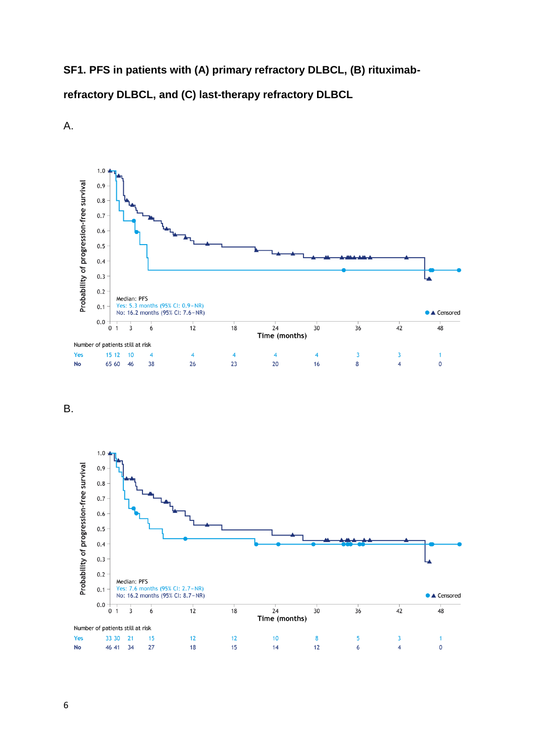**SF1. PFS in patients with (A) primary refractory DLBCL, (B) rituximab-refractory DLBCL, and (C) last-therapy refractory DLBCL**

A.

Median: PFS
Yes: 5.3 months (95% CI: 0.9–NR)
No: 16.2 months (95% CI: 7.6–NR)

●▲ Censored

Number of patients still at risk

| | 0 | 1 | 3 | 6 | 12 | 18 | 24 | 30 | 36 | 42 | 48 |
|---|---|---|---|---|---|---|---|---|---|---|---|
| Yes | 15 | 12 | 10 | 4 | 4 | 4 | 4 | 4 | 3 | 3 | 1 |
| No | 65 | 60 | 46 | 38 | 26 | 23 | 20 | 16 | 8 | 4 | 0 |

B.

Median: PFS
Yes: 7.6 months (95% CI: 2.7–NR)
No: 16.2 months (95% CI: 8.7–NR)

●▲ Censored

Number of patients still at risk

| | 0 | 1 | 3 | 6 | 12 | 18 | 24 | 30 | 36 | 42 | 48 |
|---|---|---|---|---|---|---|---|---|---|---|---|
| Yes | 33 | 30 | 21 | 15 | 12 | 12 | 10 | 8 | 5 | 3 | 1 |
| No | 46 | 41 | 34 | 27 | 18 | 15 | 14 | 12 | 6 | 4 | 0 |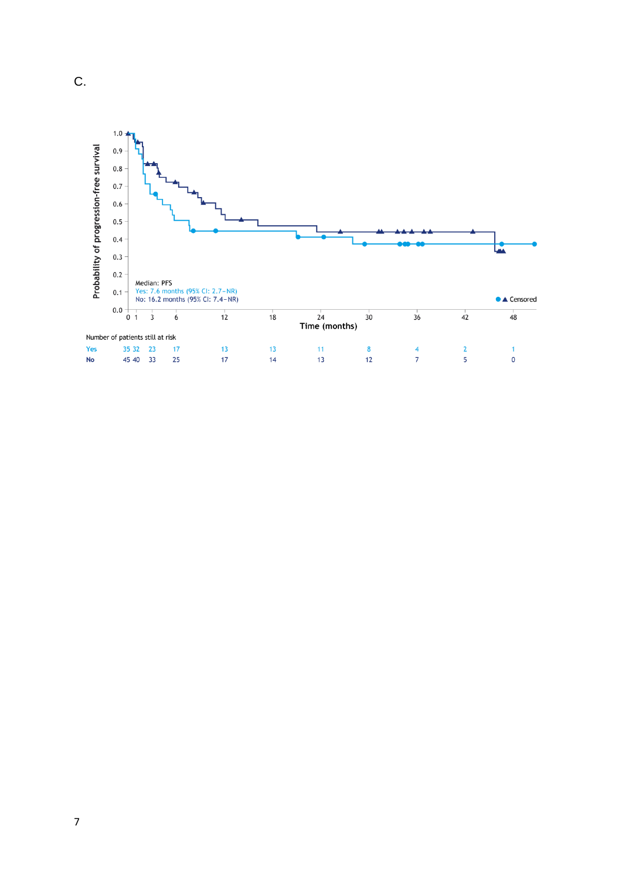C.

Median: PFS
Yes: 7.6 months (95% CI: 2.7–NR)
No: 16.2 months (95% CI: 7.4–NR)

Number of patients still at risk

| | 0 | 1 | 3 | 6 | 12 | 18 | 24 | 30 | 36 | 42 | 48 |
|---|---|---|---|---|---|---|---|---|---|---|---|
| Yes | 35 | 32 | 23 | 17 | 13 | 13 | 11 | 8 | 4 | 2 | 1 |
| No | 45 | 40 | 33 | 25 | 17 | 14 | 13 | 12 | 7 | 5 | 0 |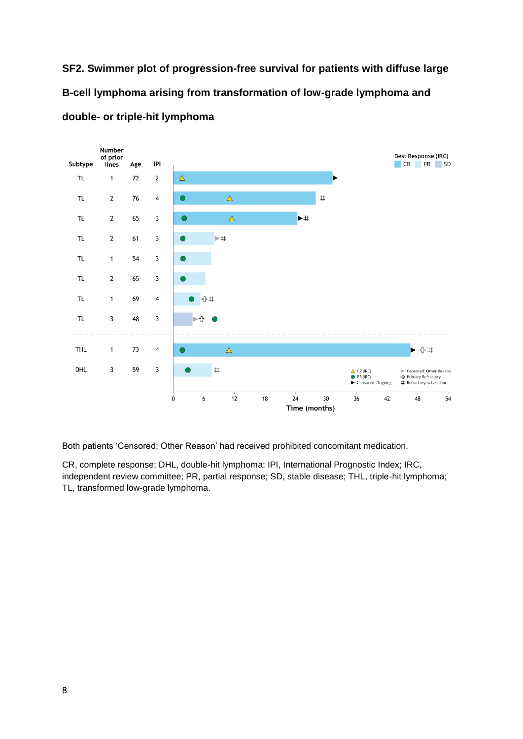**SF2. Swimmer plot of progression-free survival for patients with diffuse large B-cell lymphoma arising from transformation of low-grade lymphoma and double- or triple-hit lymphoma**

Subtype
Number of prior lines
Age
IPI

TL 1 72 2
TL 2 76 4
TL 2 65 3
TL 2 61 3
TL 1 54 3
TL 2 65 3
TL 1 69 4
TL 3 48 3
THL 1 73 4
DHL 3 59 3

Best Response (IRC)
CR PR SD

CR (IRC)
PR (IRC)
Censored: Ongoing
Censored: Other Reason
Primary Refractory
Refractory to Last Line

0 6 12 18 24 30 36 42 48 54
Time (months)

Both patients 'Censored: Other Reason' had received prohibited concomitant medication.

CR, complete response; DHL, double-hit lymphoma; IPI, International Prognostic Index; IRC, independent review committee; PR, partial response; SD, stable disease; THL, triple-hit lymphoma; TL, transformed low-grade lymphoma.